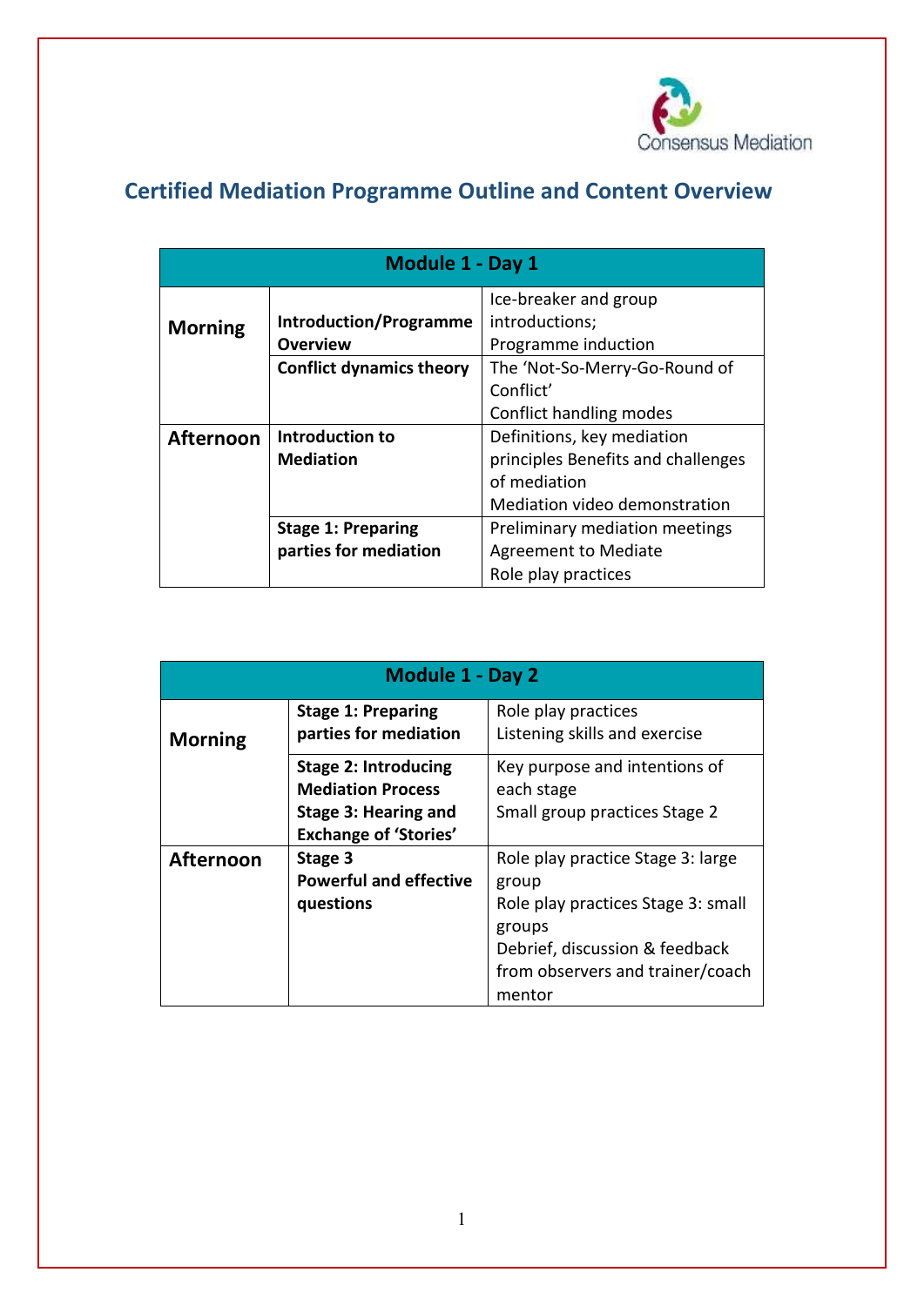Consensus Mediation

# Certified Mediation Programme Outline and Content Overview

| Module 1 - Day 1 | | |
|---|---|---|
| **Morning** | **Introduction/Programme Overview** | Ice-breaker and group introductions;<br>Programme induction |
| | **Conflict dynamics theory** | The 'Not-So-Merry-Go-Round of Conflict'<br>Conflict handling modes |
| **Afternoon** | **Introduction to Mediation** | Definitions, key mediation principles Benefits and challenges of mediation<br>Mediation video demonstration |
| | **Stage 1: Preparing parties for mediation** | Preliminary mediation meetings<br>Agreement to Mediate<br>Role play practices |

| Module 1 - Day 2 | | |
|---|---|---|
| **Morning** | **Stage 1: Preparing parties for mediation** | Role play practices<br>Listening skills and exercise |
| | **Stage 2: Introducing Mediation Process**<br>**Stage 3: Hearing and Exchange of 'Stories'** | Key purpose and intentions of each stage<br>Small group practices Stage 2 |
| **Afternoon** | **Stage 3**<br>**Powerful and effective questions** | Role play practice Stage 3: large group<br>Role play practices Stage 3: small groups<br>Debrief, discussion & feedback from observers and trainer/coach mentor |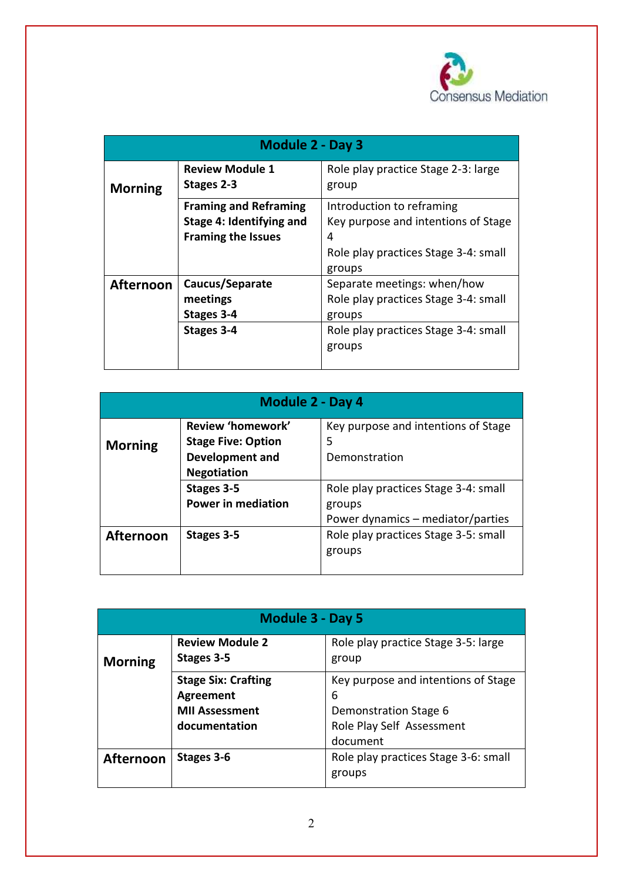| Module 2 - Day 3 | | |
|---|---|---|
| **Morning** | **Review Module 1 Stages 2-3** | Role play practice Stage 2-3: large group |
| | **Framing and Reframing Stage 4: Identifying and Framing the Issues** | Introduction to reframing<br>Key purpose and intentions of Stage 4<br>Role play practices Stage 3-4: small groups |
| **Afternoon** | **Caucus/Separate meetings Stages 3-4** | Separate meetings: when/how<br>Role play practices Stage 3-4: small groups |
| | **Stages 3-4** | Role play practices Stage 3-4: small groups |

| Module 2 - Day 4 | | |
|---|---|---|
| **Morning** | **Review 'homework' Stage Five: Option Development and Negotiation** | Key purpose and intentions of Stage 5<br>Demonstration |
| | **Stages 3-5 Power in mediation** | Role play practices Stage 3-4: small groups<br>Power dynamics – mediator/parties |
| **Afternoon** | **Stages 3-5** | Role play practices Stage 3-5: small groups |

| Module 3 - Day 5 | | |
|---|---|---|
| **Morning** | **Review Module 2 Stages 3-5** | Role play practice Stage 3-5: large group |
| | **Stage Six: Crafting Agreement MII Assessment documentation** | Key purpose and intentions of Stage 6<br>Demonstration Stage 6<br>Role Play Self Assessment document |
| **Afternoon** | **Stages 3-6** | Role play practices Stage 3-6: small groups |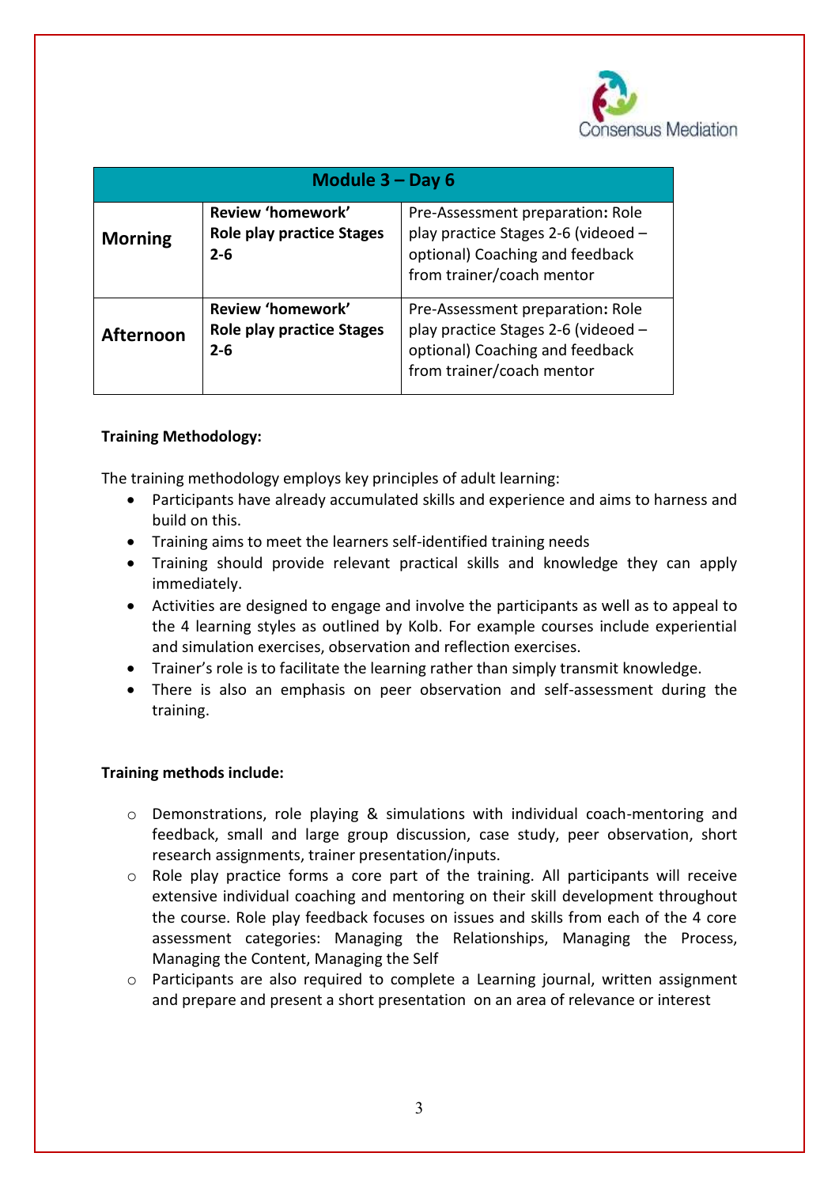| Module 3 – Day 6 | | |
|---|---|---|
| **Morning** | **Review 'homework' Role play practice Stages 2-6** | Pre-Assessment preparation**:** Role play practice Stages 2-6 (videoed – optional) Coaching and feedback from trainer/coach mentor |
| **Afternoon** | **Review 'homework' Role play practice Stages 2-6** | Pre-Assessment preparation**:** Role play practice Stages 2-6 (videoed – optional) Coaching and feedback from trainer/coach mentor |

**Training Methodology:**

The training methodology employs key principles of adult learning:

- Participants have already accumulated skills and experience and aims to harness and build on this.
- Training aims to meet the learners self-identified training needs
- Training should provide relevant practical skills and knowledge they can apply immediately.
- Activities are designed to engage and involve the participants as well as to appeal to the 4 learning styles as outlined by Kolb. For example courses include experiential and simulation exercises, observation and reflection exercises.
- Trainer's role is to facilitate the learning rather than simply transmit knowledge.
- There is also an emphasis on peer observation and self-assessment during the training.

**Training methods include:**

- Demonstrations, role playing & simulations with individual coach-mentoring and feedback, small and large group discussion, case study, peer observation, short research assignments, trainer presentation/inputs.
- Role play practice forms a core part of the training. All participants will receive extensive individual coaching and mentoring on their skill development throughout the course. Role play feedback focuses on issues and skills from each of the 4 core assessment categories: Managing the Relationships, Managing the Process, Managing the Content, Managing the Self
- Participants are also required to complete a Learning journal, written assignment and prepare and present a short presentation on an area of relevance or interest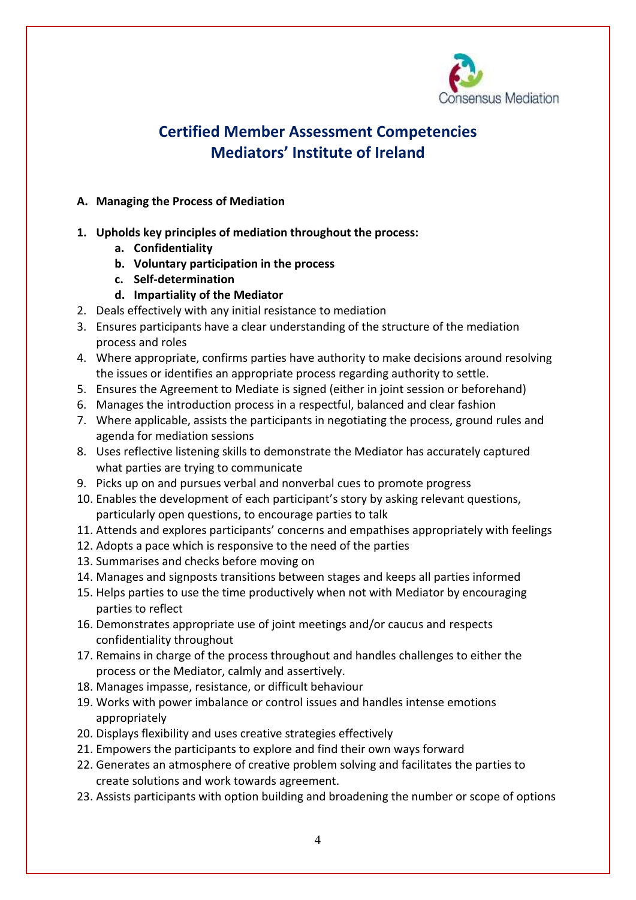Consensus Mediation

# Certified Member Assessment Competencies
# Mediators' Institute of Ireland

**A. Managing the Process of Mediation**

1. **Upholds key principles of mediation throughout the process:**
    a. **Confidentiality**
    b. **Voluntary participation in the process**
    c. **Self-determination**
    d. **Impartiality of the Mediator**
2. Deals effectively with any initial resistance to mediation
3. Ensures participants have a clear understanding of the structure of the mediation process and roles
4. Where appropriate, confirms parties have authority to make decisions around resolving the issues or identifies an appropriate process regarding authority to settle.
5. Ensures the Agreement to Mediate is signed (either in joint session or beforehand)
6. Manages the introduction process in a respectful, balanced and clear fashion
7. Where applicable, assists the participants in negotiating the process, ground rules and agenda for mediation sessions
8. Uses reflective listening skills to demonstrate the Mediator has accurately captured what parties are trying to communicate
9. Picks up on and pursues verbal and nonverbal cues to promote progress
10. Enables the development of each participant's story by asking relevant questions, particularly open questions, to encourage parties to talk
11. Attends and explores participants' concerns and empathises appropriately with feelings
12. Adopts a pace which is responsive to the need of the parties
13. Summarises and checks before moving on
14. Manages and signposts transitions between stages and keeps all parties informed
15. Helps parties to use the time productively when not with Mediator by encouraging parties to reflect
16. Demonstrates appropriate use of joint meetings and/or caucus and respects confidentiality throughout
17. Remains in charge of the process throughout and handles challenges to either the process or the Mediator, calmly and assertively.
18. Manages impasse, resistance, or difficult behaviour
19. Works with power imbalance or control issues and handles intense emotions appropriately
20. Displays flexibility and uses creative strategies effectively
21. Empowers the participants to explore and find their own ways forward
22. Generates an atmosphere of creative problem solving and facilitates the parties to create solutions and work towards agreement.
23. Assists participants with option building and broadening the number or scope of options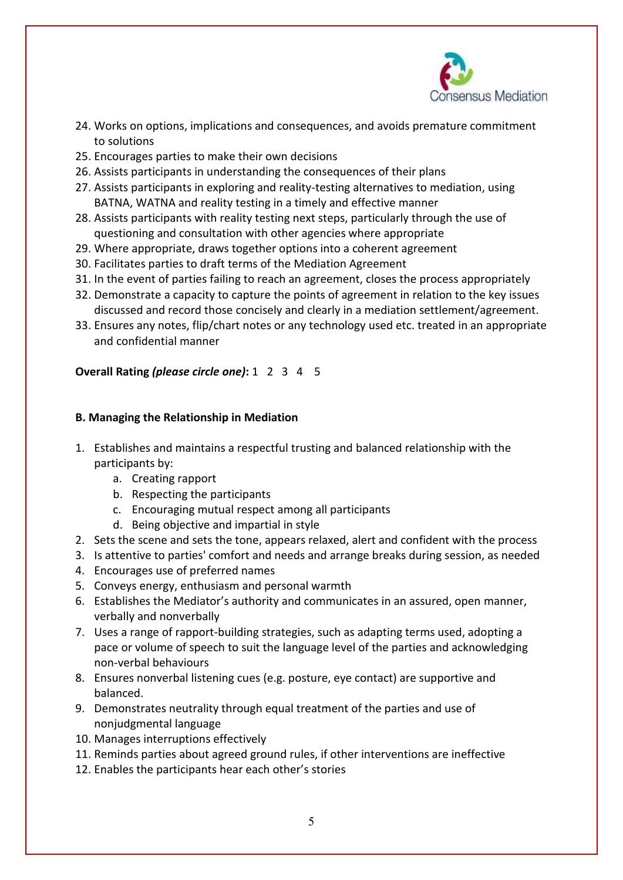24. Works on options, implications and consequences, and avoids premature commitment to solutions
25. Encourages parties to make their own decisions
26. Assists participants in understanding the consequences of their plans
27. Assists participants in exploring and reality-testing alternatives to mediation, using BATNA, WATNA and reality testing in a timely and effective manner
28. Assists participants with reality testing next steps, particularly through the use of questioning and consultation with other agencies where appropriate
29. Where appropriate, draws together options into a coherent agreement
30. Facilitates parties to draft terms of the Mediation Agreement
31. In the event of parties failing to reach an agreement, closes the process appropriately
32. Demonstrate a capacity to capture the points of agreement in relation to the key issues discussed and record those concisely and clearly in a mediation settlement/agreement.
33. Ensures any notes, flip/chart notes or any technology used etc. treated in an appropriate and confidential manner

**Overall Rating *(please circle one)*:** 1 2 3 4 5

**B. Managing the Relationship in Mediation**

1. Establishes and maintains a respectful trusting and balanced relationship with the participants by:
    a. Creating rapport
    b. Respecting the participants
    c. Encouraging mutual respect among all participants
    d. Being objective and impartial in style
2. Sets the scene and sets the tone, appears relaxed, alert and confident with the process
3. Is attentive to parties' comfort and needs and arrange breaks during session, as needed
4. Encourages use of preferred names
5. Conveys energy, enthusiasm and personal warmth
6. Establishes the Mediator's authority and communicates in an assured, open manner, verbally and nonverbally
7. Uses a range of rapport-building strategies, such as adapting terms used, adopting a pace or volume of speech to suit the language level of the parties and acknowledging non-verbal behaviours
8. Ensures nonverbal listening cues (e.g. posture, eye contact) are supportive and balanced.
9. Demonstrates neutrality through equal treatment of the parties and use of nonjudgmental language
10. Manages interruptions effectively
11. Reminds parties about agreed ground rules, if other interventions are ineffective
12. Enables the participants hear each other's stories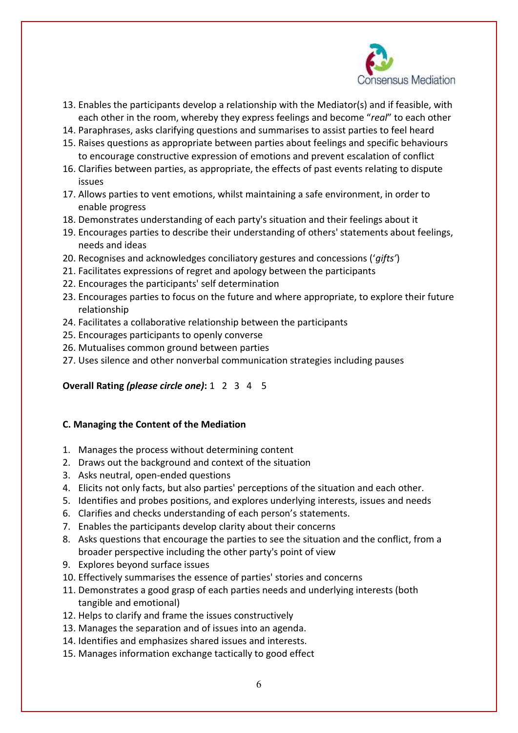13. Enables the participants develop a relationship with the Mediator(s) and if feasible, with each other in the room, whereby they express feelings and become "*real*" to each other
14. Paraphrases, asks clarifying questions and summarises to assist parties to feel heard
15. Raises questions as appropriate between parties about feelings and specific behaviours to encourage constructive expression of emotions and prevent escalation of conflict
16. Clarifies between parties, as appropriate, the effects of past events relating to dispute issues
17. Allows parties to vent emotions, whilst maintaining a safe environment, in order to enable progress
18. Demonstrates understanding of each party's situation and their feelings about it
19. Encourages parties to describe their understanding of others' statements about feelings, needs and ideas
20. Recognises and acknowledges conciliatory gestures and concessions ('*gifts'*)
21. Facilitates expressions of regret and apology between the participants
22. Encourages the participants' self determination
23. Encourages parties to focus on the future and where appropriate, to explore their future relationship
24. Facilitates a collaborative relationship between the participants
25. Encourages participants to openly converse
26. Mutualises common ground between parties
27. Uses silence and other nonverbal communication strategies including pauses

**Overall Rating *(please circle one)*:** 1 2 3 4 5

**C. Managing the Content of the Mediation**

1. Manages the process without determining content
2. Draws out the background and context of the situation
3. Asks neutral, open-ended questions
4. Elicits not only facts, but also parties' perceptions of the situation and each other.
5. Identifies and probes positions, and explores underlying interests, issues and needs
6. Clarifies and checks understanding of each person's statements.
7. Enables the participants develop clarity about their concerns
8. Asks questions that encourage the parties to see the situation and the conflict, from a broader perspective including the other party's point of view
9. Explores beyond surface issues
10. Effectively summarises the essence of parties' stories and concerns
11. Demonstrates a good grasp of each parties needs and underlying interests (both tangible and emotional)
12. Helps to clarify and frame the issues constructively
13. Manages the separation and of issues into an agenda.
14. Identifies and emphasizes shared issues and interests.
15. Manages information exchange tactically to good effect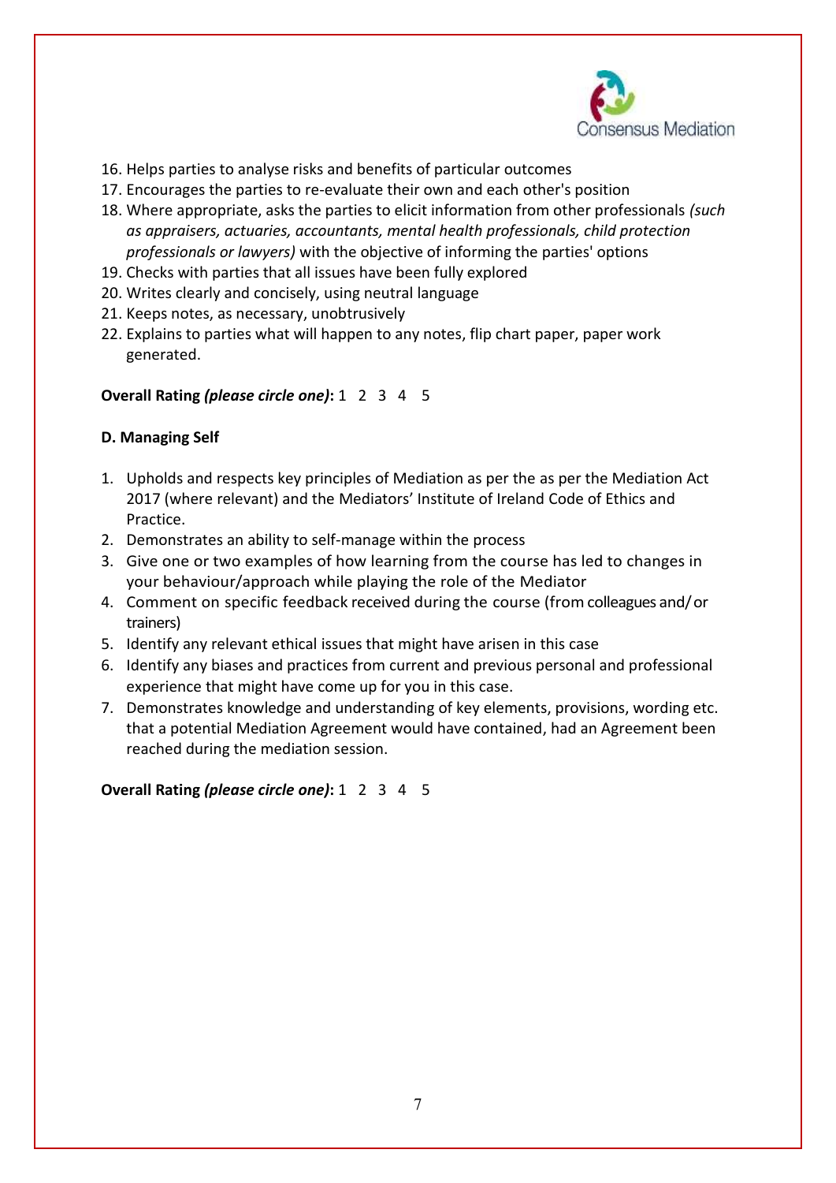16. Helps parties to analyse risks and benefits of particular outcomes
17. Encourages the parties to re-evaluate their own and each other's position
18. Where appropriate, asks the parties to elicit information from other professionals *(such as appraisers, actuaries, accountants, mental health professionals, child protection professionals or lawyers)* with the objective of informing the parties' options
19. Checks with parties that all issues have been fully explored
20. Writes clearly and concisely, using neutral language
21. Keeps notes, as necessary, unobtrusively
22. Explains to parties what will happen to any notes, flip chart paper, paper work generated.

**Overall Rating *(please circle one)*:** 1 2 3 4 5

**D. Managing Self**

1. Upholds and respects key principles of Mediation as per the as per the Mediation Act 2017 (where relevant) and the Mediators' Institute of Ireland Code of Ethics and Practice.
2. Demonstrates an ability to self-manage within the process
3. Give one or two examples of how learning from the course has led to changes in your behaviour/approach while playing the role of the Mediator
4. Comment on specific feedback received during the course (from colleagues and/ or trainers)
5. Identify any relevant ethical issues that might have arisen in this case
6. Identify any biases and practices from current and previous personal and professional experience that might have come up for you in this case.
7. Demonstrates knowledge and understanding of key elements, provisions, wording etc. that a potential Mediation Agreement would have contained, had an Agreement been reached during the mediation session.

**Overall Rating *(please circle one)*:** 1 2 3 4 5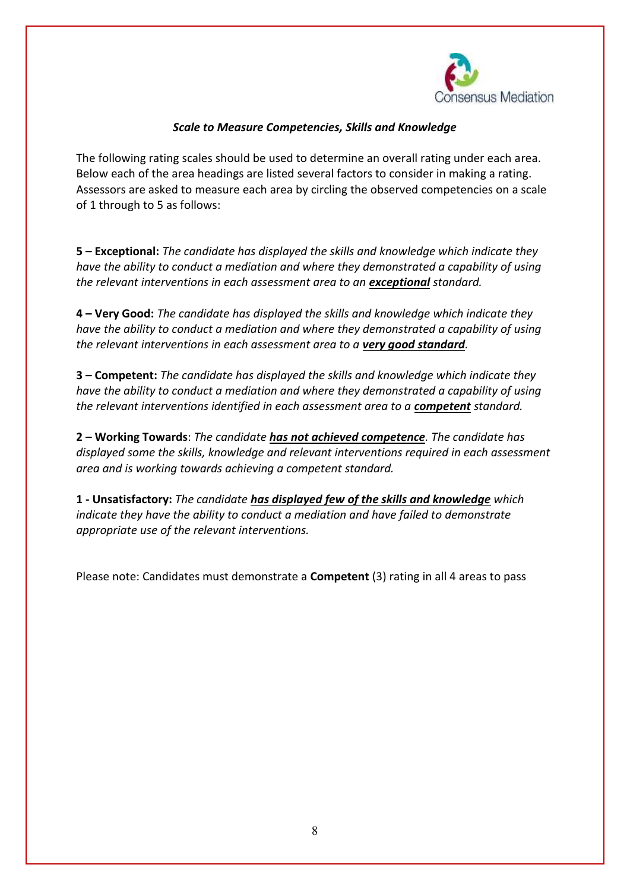***Scale to Measure Competencies, Skills and Knowledge***

The following rating scales should be used to determine an overall rating under each area. Below each of the area headings are listed several factors to consider in making a rating. Assessors are asked to measure each area by circling the observed competencies on a scale of 1 through to 5 as follows:

**5 – Exceptional:** *The candidate has displayed the skills and knowledge which indicate they have the ability to conduct a mediation and where they demonstrated a capability of using the relevant interventions in each assessment area to an* ***<u>exceptional</u>*** *standard.*

**4 – Very Good:** *The candidate has displayed the skills and knowledge which indicate they have the ability to conduct a mediation and where they demonstrated a capability of using the relevant interventions in each assessment area to a* ***<u>very good standard</u>****.*

**3 – Competent:** *The candidate has displayed the skills and knowledge which indicate they have the ability to conduct a mediation and where they demonstrated a capability of using the relevant interventions identified in each assessment area to a* ***<u>competent</u>*** *standard.*

**2 – Working Towards**: *The candidate* ***<u>has not achieved competence</u>****. The candidate has displayed some the skills, knowledge and relevant interventions required in each assessment area and is working towards achieving a competent standard.*

**1 - Unsatisfactory:** *The candidate* ***<u>has displayed few of the skills and knowledge</u>*** *which indicate they have the ability to conduct a mediation and have failed to demonstrate appropriate use of the relevant interventions.*

Please note: Candidates must demonstrate a **Competent** (3) rating in all 4 areas to pass